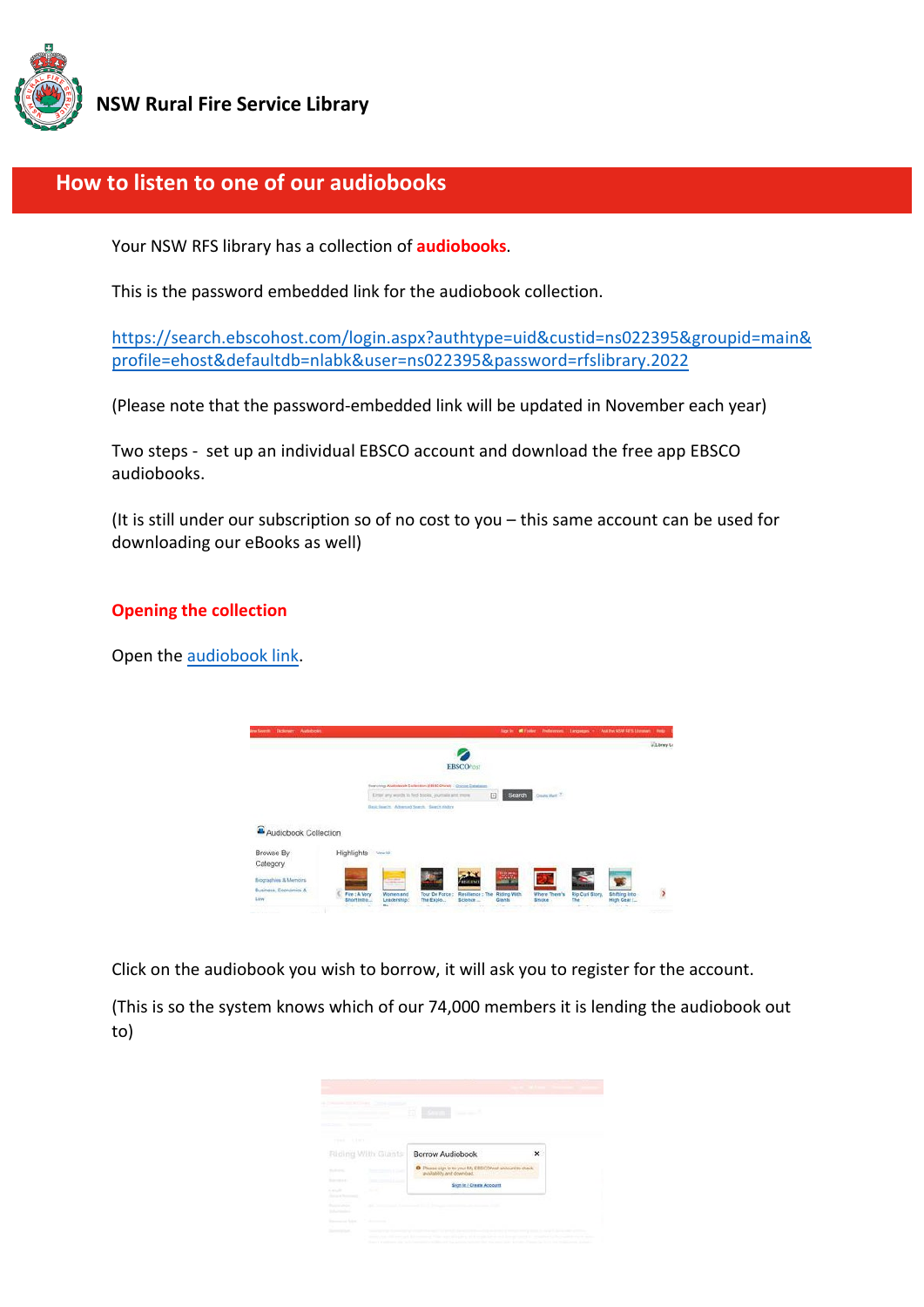# NSW Rural Fire Service Library

## How to listen to one of our audiobooks

Your NSW RFS library has a collection of **audiobooks**.

This is the password embedded link for the audiobook collection.

https://search.ebscohost.com/login.aspx?authtype=uid&custid=ns022395&groupid=main&profile=ehost&defaultdb=nlabk&user=ns022395&password=rfslibrary.2022

(Please note that the password-embedded link will be updated in November each year)

Two steps - set up an individual EBSCO account and download the free app EBSCO audiobooks.

(It is still under our subscription so of no cost to you – this same account can be used for downloading our eBooks as well)

### Opening the collection

Open the audiobook link.

Click on the audiobook you wish to borrow, it will ask you to register for the account.

(This is so the system knows which of our 74,000 members it is lending the audiobook out to)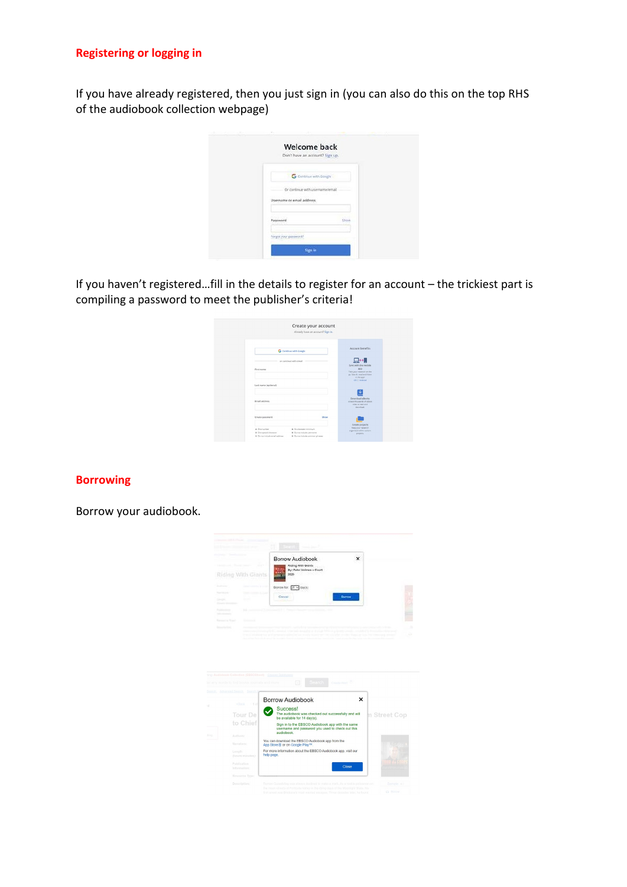## Registering or logging in

If you have already registered, then you just sign in (you can also do this on the top RHS of the audiobook collection webpage)

If you haven't registered…fill in the details to register for an account – the trickiest part is compiling a password to meet the publisher's criteria!

## Borrowing

Borrow your audiobook.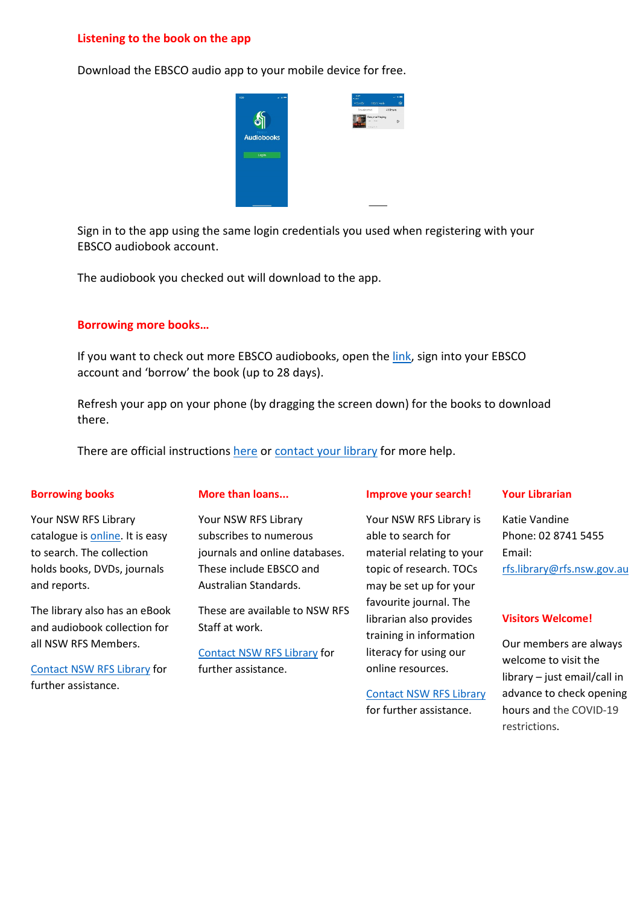## Listening to the book on the app

Download the EBSCO audio app to your mobile device for free.

Sign in to the app using the same login credentials you used when registering with your EBSCO audiobook account.

The audiobook you checked out will download to the app.

## Borrowing more books…

If you want to check out more EBSCO audiobooks, open the link, sign into your EBSCO account and 'borrow' the book (up to 28 days).

Refresh your app on your phone (by dragging the screen down) for the books to download there.

There are official instructions here or contact your library for more help.

### Borrowing books

Your NSW RFS Library catalogue is online. It is easy to search. The collection holds books, DVDs, journals and reports.

The library also has an eBook and audiobook collection for all NSW RFS Members.

Contact NSW RFS Library for further assistance.

### More than loans...

Your NSW RFS Library subscribes to numerous journals and online databases. These include EBSCO and Australian Standards.

These are available to NSW RFS Staff at work.

Contact NSW RFS Library for further assistance.

### Improve your search!

Your NSW RFS Library is able to search for material relating to your topic of research. TOCs may be set up for your favourite journal. The librarian also provides training in information literacy for using our online resources.

Contact NSW RFS Library for further assistance.

### Your Librarian

Katie Vandine
Phone: 02 8741 5455
Email:
rfs.library@rfs.nsw.gov.au

### Visitors Welcome!

Our members are always welcome to visit the library – just email/call in advance to check opening hours and the COVID-19 restrictions.